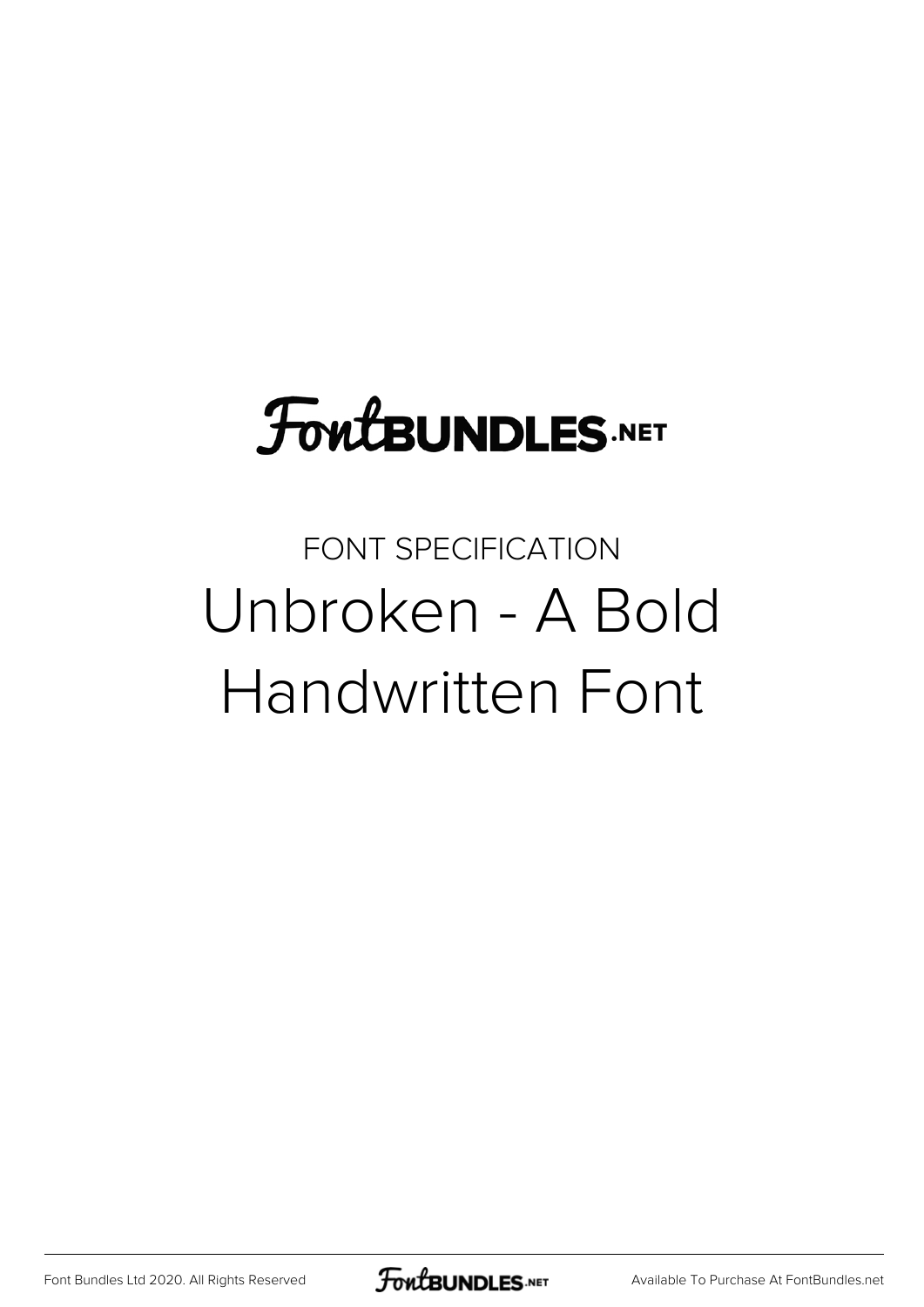FontBUNDLES.NET

FONT SPECIFICATION

# Unbroken - A Bold Handwritten Font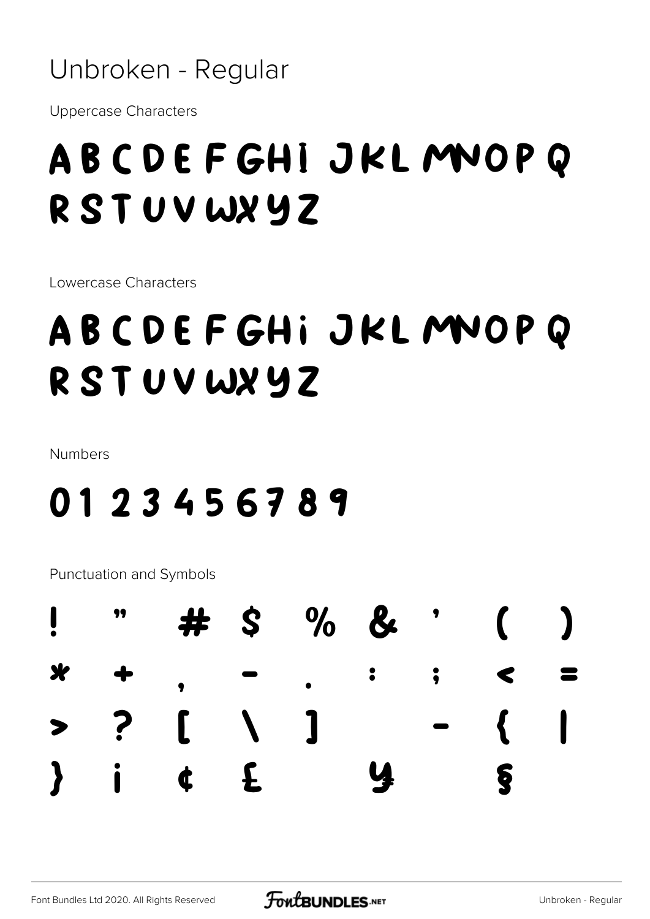# Unbroken - Regular

Uppercase Characters

ABCDEFGHIJKLMNOPQ
RSTUVWXYZ

Lowercase Characters

ABCDEFGHiJKLMNOPQ
RSTUVWXYZ

Numbers

0123456789

Punctuation and Symbols

! " # $ % & ' ( )
* + , - . : ; < =
> ? [ \ ] _ - { |
} ¡ ¢ £ ¥ §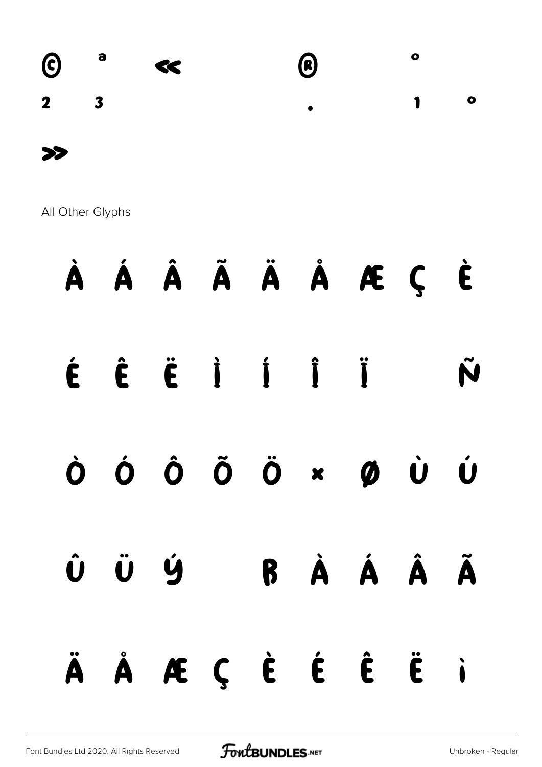© ª « ® °

² ³ · ¹ º

»

All Other Glyphs

À Á Â Ã Ä Å Æ Ç È

É Ê Ë Ì Í Î Ï Ñ

Ò Ó Ô Õ Ö × Ø Ù Ú

Û Ü Ý ß à á â ã

ä å æ ç è é ê ë ì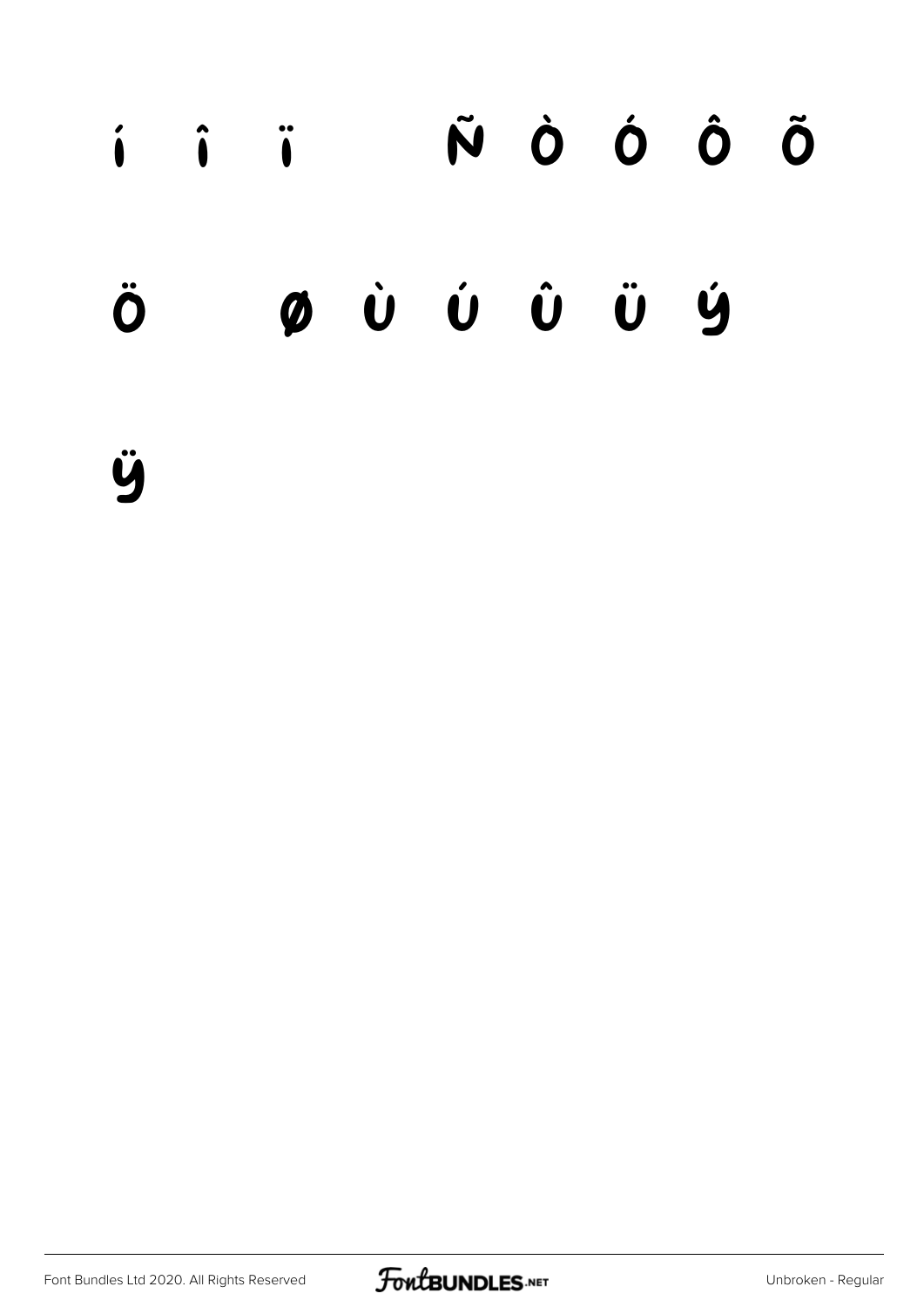í î ï Ñ Ò Ó Ô Õ

Ö Ø Ù Ú Û Ü Ý

ÿ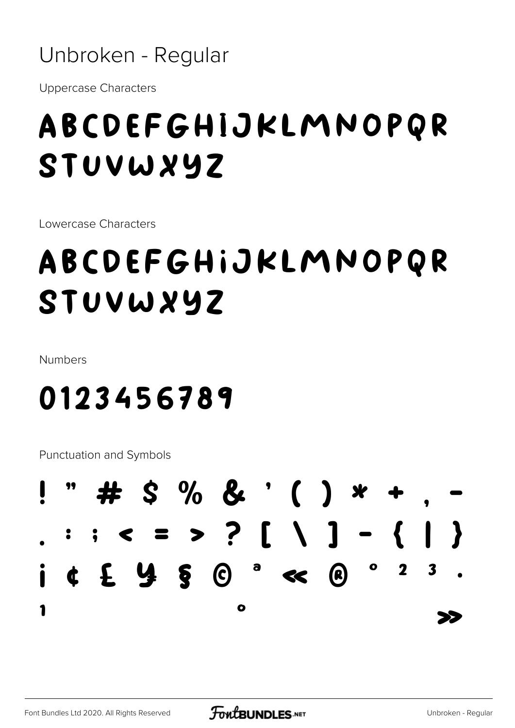# Unbroken - Regular

Uppercase Characters

## ABCDEFGHIJKLMNOPQR STUVWXYZ

Lowercase Characters

## ABCDEFGHiJKLMNOPQR STUVWXYZ

Numbers

## 0123456789

Punctuation and Symbols

## ! " # $ % & ' ( ) * + , - . : ; < = > ? [ \ ] - { | } ¡ ¢ £ ¥ § © ª « ® ° ² ³ · ¹ º »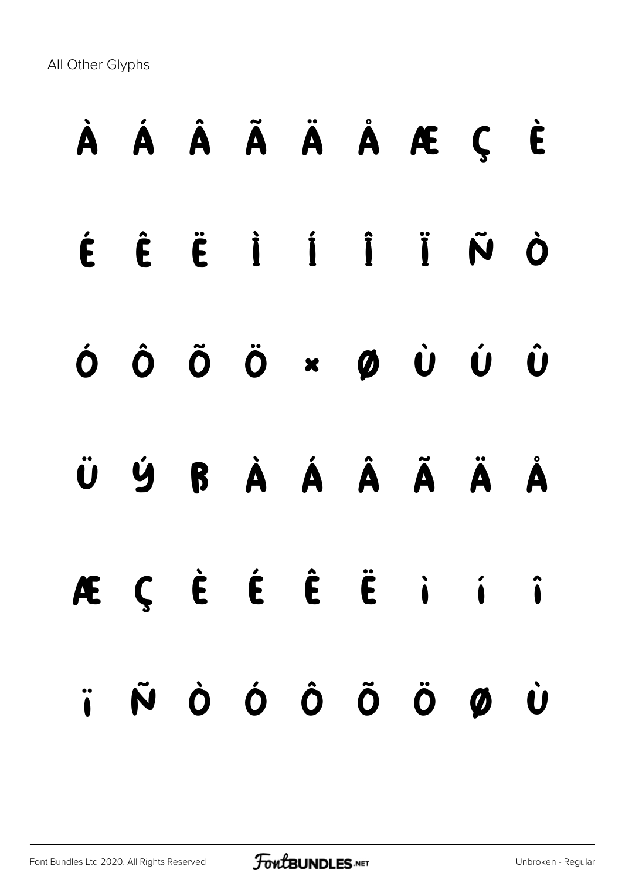All Other Glyphs

À Á Â Ã Ä Å Æ Ç È

É Ê Ë Ì Í Î Ï Ñ Ò

Ó Ô Õ Ö × Ø Ù Ú Û

Ü Ý ß à á â ã ä å

æ ç è é ê ë ì í î

ï ñ ò ó ô õ ö ø ù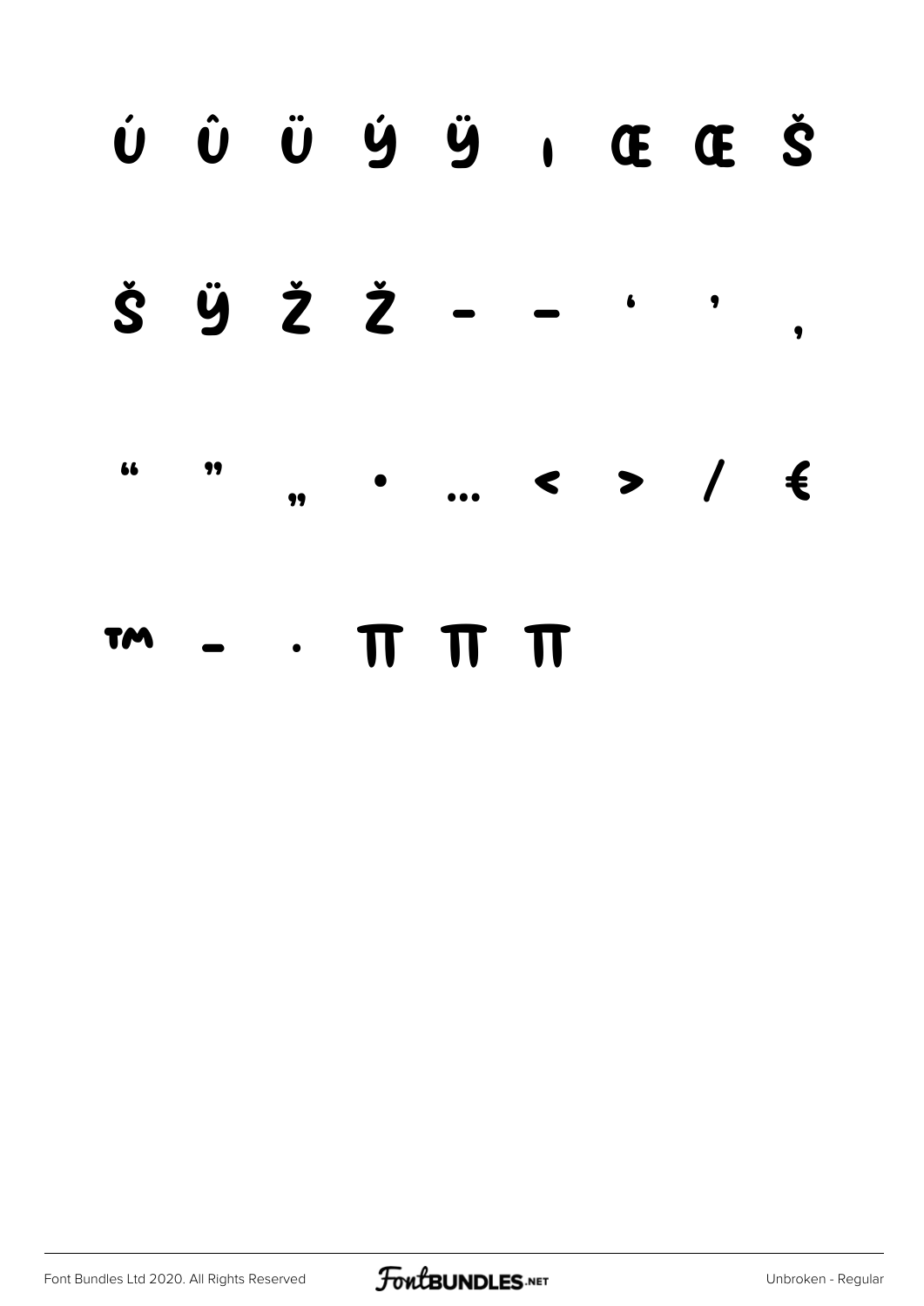Ú Û Ü Ý Ÿ ı Œ œ Š

š ÿ Ž ž – — ‘ ’ ‚

“ ” „ • … ‹ › ⁄ €

™ − · ∏ ∏ ∏